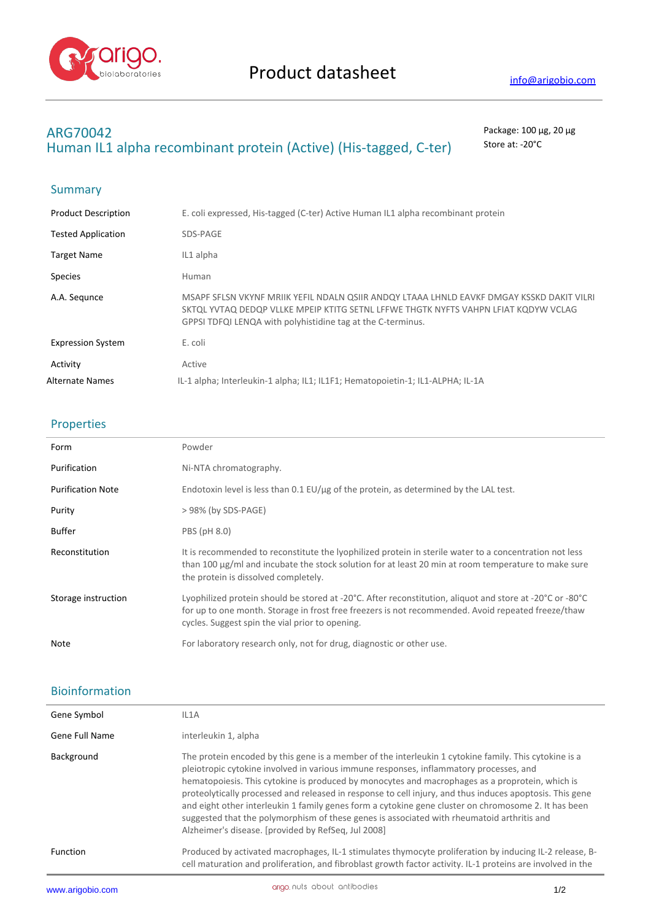# Product datasheet

info@arigobio.com

## ARG70042
## Human IL1 alpha recombinant protein (Active) (His-tagged, C-ter)

Package: 100 μg, 20 μg
Store at: -20°C

### Summary

| | |
|---|---|
| Product Description | E. coli expressed, His-tagged (C-ter) Active Human IL1 alpha recombinant protein |
| Tested Application | SDS-PAGE |
| Target Name | IL1 alpha |
| Species | Human |
| A.A. Sequnce | MSAPF SFLSN VKYNF MRIIK YEFIL NDALN QSIIR ANDQY LTAAA LHNLD EAVKF DMGAY KSSKD DAKIT VILRI SKTQL YVTAQ DEDQP VLLKE MPEIP KTITG SETNL LFFWE THGTK NYFTS VAHPN LFIAT KQDYW VCLAG GPPSI TDFQI LENQA with polyhistidine tag at the C-terminus. |
| Expression System | E. coli |
| Activity | Active |
| Alternate Names | IL-1 alpha; Interleukin-1 alpha; IL1; IL1F1; Hematopoietin-1; IL1-ALPHA; IL-1A |

### Properties

| | |
|---|---|
| Form | Powder |
| Purification | Ni-NTA chromatography. |
| Purification Note | Endotoxin level is less than 0.1 EU/μg of the protein, as determined by the LAL test. |
| Purity | > 98% (by SDS-PAGE) |
| Buffer | PBS (pH 8.0) |
| Reconstitution | It is recommended to reconstitute the lyophilized protein in sterile water to a concentration not less than 100 μg/ml and incubate the stock solution for at least 20 min at room temperature to make sure the protein is dissolved completely. |
| Storage instruction | Lyophilized protein should be stored at -20°C. After reconstitution, aliquot and store at -20°C or -80°C for up to one month. Storage in frost free freezers is not recommended. Avoid repeated freeze/thaw cycles. Suggest spin the vial prior to opening. |
| Note | For laboratory research only, not for drug, diagnostic or other use. |

### Bioinformation

| | |
|---|---|
| Gene Symbol | IL1A |
| Gene Full Name | interleukin 1, alpha |
| Background | The protein encoded by this gene is a member of the interleukin 1 cytokine family. This cytokine is a pleiotropic cytokine involved in various immune responses, inflammatory processes, and hematopoiesis. This cytokine is produced by monocytes and macrophages as a proprotein, which is proteolytically processed and released in response to cell injury, and thus induces apoptosis. This gene and eight other interleukin 1 family genes form a cytokine gene cluster on chromosome 2. It has been suggested that the polymorphism of these genes is associated with rheumatoid arthritis and Alzheimer's disease. [provided by RefSeq, Jul 2008] |
| Function | Produced by activated macrophages, IL-1 stimulates thymocyte proliferation by inducing IL-2 release, B-cell maturation and proliferation, and fibroblast growth factor activity. IL-1 proteins are involved in the |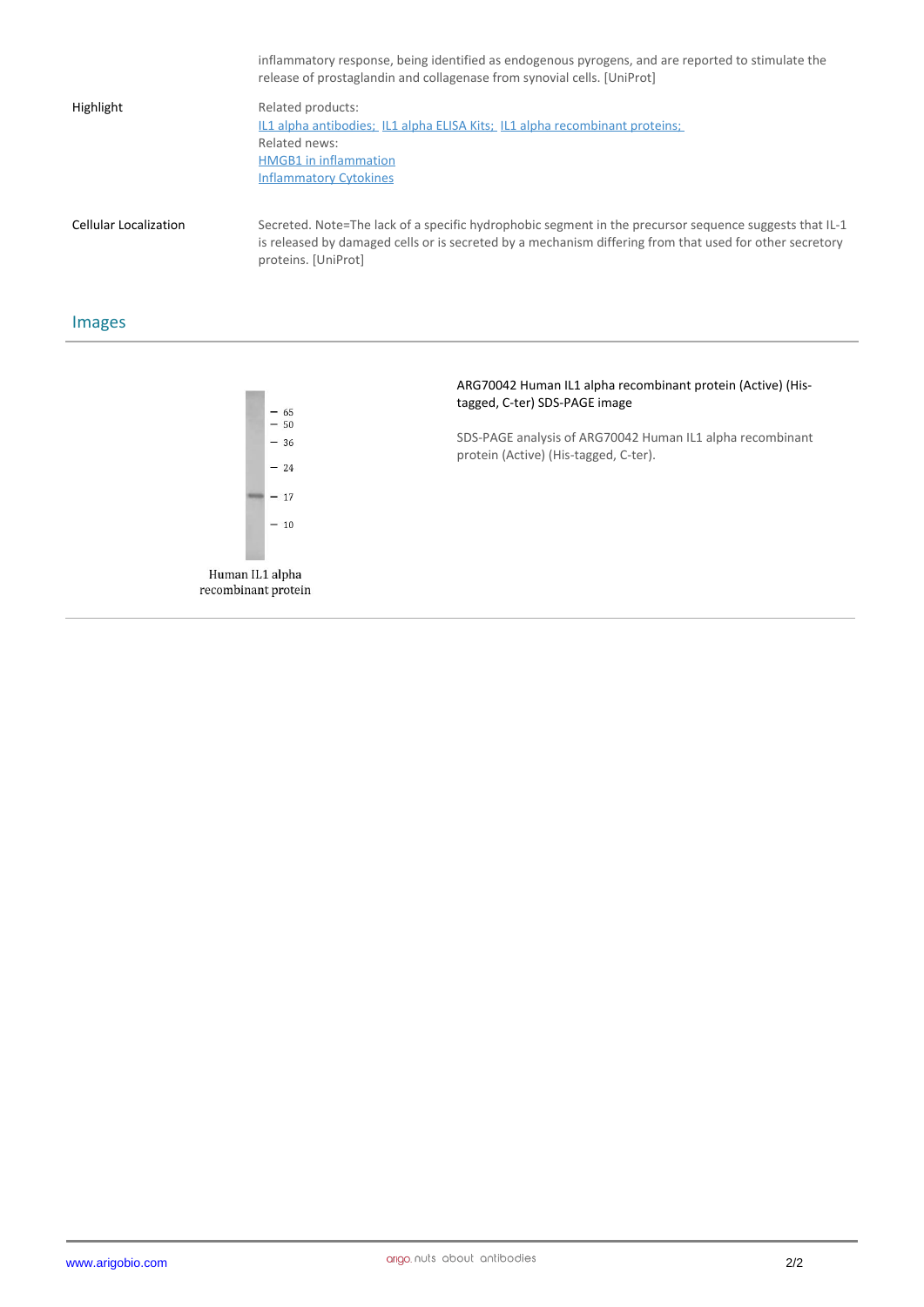| | |
|---|---|
| | inflammatory response, being identified as endogenous pyrogens, and are reported to stimulate the release of prostaglandin and collagenase from synovial cells. [UniProt] |
| Highlight | Related products:<br>IL1 alpha antibodies; IL1 alpha ELISA Kits; IL1 alpha recombinant proteins;<br>Related news:<br>HMGB1 in inflammation<br>Inflammatory Cytokines |
| Cellular Localization | Secreted. Note=The lack of a specific hydrophobic segment in the precursor sequence suggests that IL-1 is released by damaged cells or is secreted by a mechanism differing from that used for other secretory proteins. [UniProt] |

## Images

65
50
36
24
17
10

Human IL1 alpha recombinant protein

**ARG70042 Human IL1 alpha recombinant protein (Active) (His-tagged, C-ter) SDS-PAGE image**

SDS-PAGE analysis of ARG70042 Human IL1 alpha recombinant protein (Active) (His-tagged, C-ter).